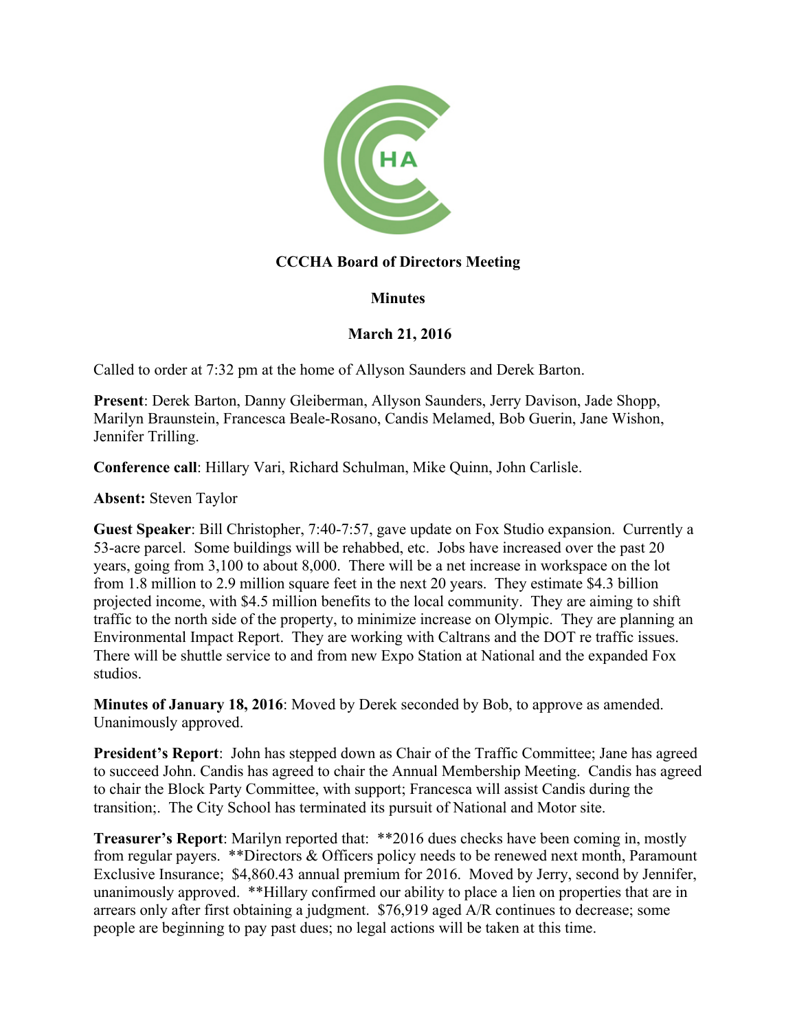**CCCHA Board of Directors Meeting**

**Minutes**

**March 21, 2016**

Called to order at 7:32 pm at the home of Allyson Saunders and Derek Barton.

**Present**: Derek Barton, Danny Gleiberman, Allyson Saunders, Jerry Davison, Jade Shopp, Marilyn Braunstein, Francesca Beale-Rosano, Candis Melamed, Bob Guerin, Jane Wishon, Jennifer Trilling.

**Conference call**: Hillary Vari, Richard Schulman, Mike Quinn, John Carlisle.

**Absent:** Steven Taylor

**Guest Speaker**: Bill Christopher, 7:40-7:57, gave update on Fox Studio expansion. Currently a 53-acre parcel. Some buildings will be rehabbed, etc. Jobs have increased over the past 20 years, going from 3,100 to about 8,000. There will be a net increase in workspace on the lot from 1.8 million to 2.9 million square feet in the next 20 years. They estimate $4.3 billion projected income, with $4.5 million benefits to the local community. They are aiming to shift traffic to the north side of the property, to minimize increase on Olympic. They are planning an Environmental Impact Report. They are working with Caltrans and the DOT re traffic issues. There will be shuttle service to and from new Expo Station at National and the expanded Fox studios.

**Minutes of January 18, 2016**: Moved by Derek seconded by Bob, to approve as amended. Unanimously approved.

**President's Report**: John has stepped down as Chair of the Traffic Committee; Jane has agreed to succeed John. Candis has agreed to chair the Annual Membership Meeting. Candis has agreed to chair the Block Party Committee, with support; Francesca will assist Candis during the transition;. The City School has terminated its pursuit of National and Motor site.

**Treasurer's Report**: Marilyn reported that: **2016 dues checks have been coming in, mostly from regular payers. **Directors & Officers policy needs to be renewed next month, Paramount Exclusive Insurance; $4,860.43 annual premium for 2016. Moved by Jerry, second by Jennifer, unanimously approved. **Hillary confirmed our ability to place a lien on properties that are in arrears only after first obtaining a judgment. $76,919 aged A/R continues to decrease; some people are beginning to pay past dues; no legal actions will be taken at this time.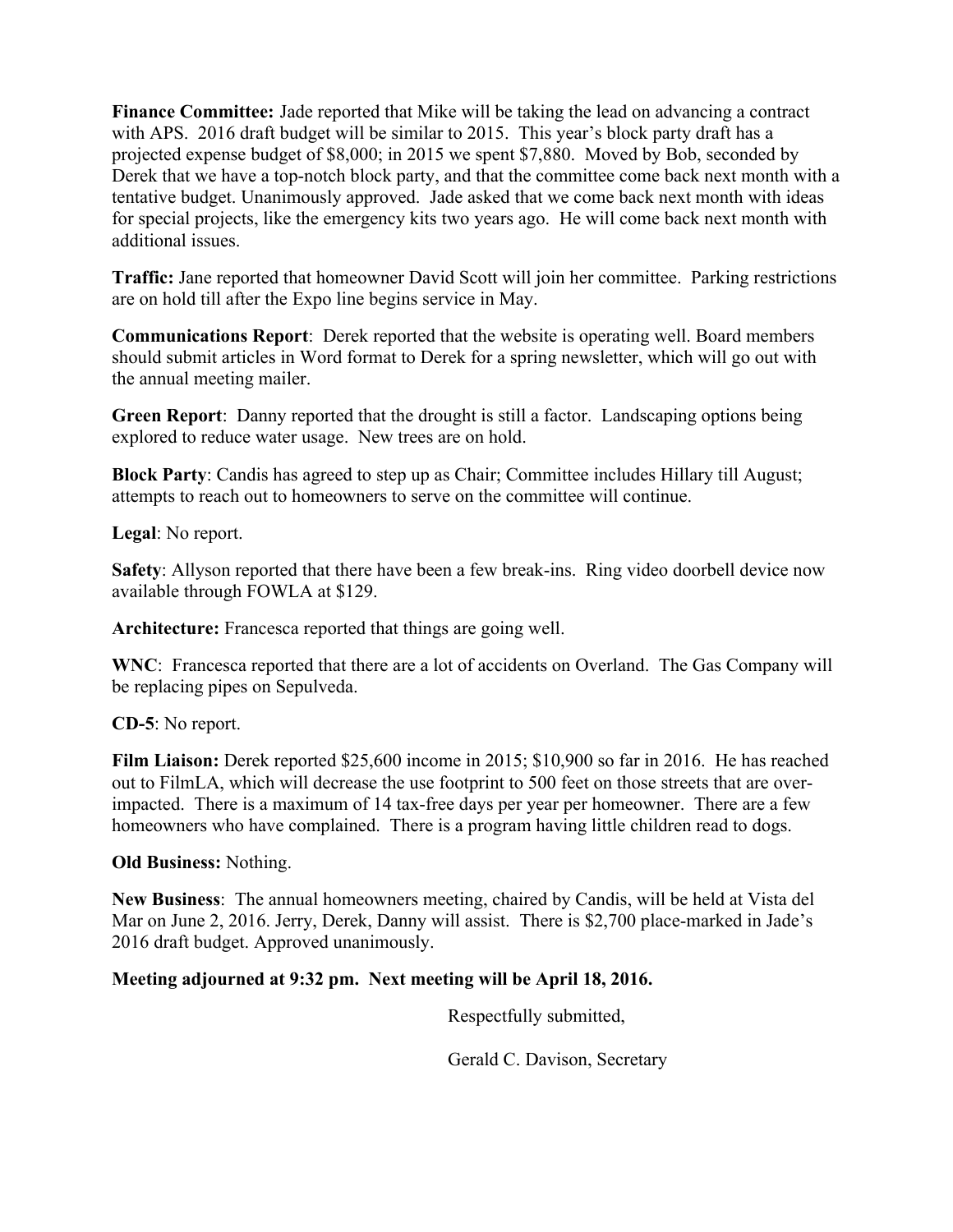**Finance Committee:** Jade reported that Mike will be taking the lead on advancing a contract with APS. 2016 draft budget will be similar to 2015. This year's block party draft has a projected expense budget of $8,000; in 2015 we spent $7,880. Moved by Bob, seconded by Derek that we have a top-notch block party, and that the committee come back next month with a tentative budget. Unanimously approved. Jade asked that we come back next month with ideas for special projects, like the emergency kits two years ago. He will come back next month with additional issues.

**Traffic:** Jane reported that homeowner David Scott will join her committee. Parking restrictions are on hold till after the Expo line begins service in May.

**Communications Report**: Derek reported that the website is operating well. Board members should submit articles in Word format to Derek for a spring newsletter, which will go out with the annual meeting mailer.

**Green Report**: Danny reported that the drought is still a factor. Landscaping options being explored to reduce water usage. New trees are on hold.

**Block Party**: Candis has agreed to step up as Chair; Committee includes Hillary till August; attempts to reach out to homeowners to serve on the committee will continue.

**Legal**: No report.

**Safety**: Allyson reported that there have been a few break-ins. Ring video doorbell device now available through FOWLA at $129.

**Architecture:** Francesca reported that things are going well.

**WNC**: Francesca reported that there are a lot of accidents on Overland. The Gas Company will be replacing pipes on Sepulveda.

**CD-5**: No report.

**Film Liaison:** Derek reported $25,600 income in 2015; $10,900 so far in 2016. He has reached out to FilmLA, which will decrease the use footprint to 500 feet on those streets that are over-impacted. There is a maximum of 14 tax-free days per year per homeowner. There are a few homeowners who have complained. There is a program having little children read to dogs.

**Old Business:** Nothing.

**New Business**: The annual homeowners meeting, chaired by Candis, will be held at Vista del Mar on June 2, 2016. Jerry, Derek, Danny will assist. There is $2,700 place-marked in Jade's 2016 draft budget. Approved unanimously.

**Meeting adjourned at 9:32 pm. Next meeting will be April 18, 2016.**

Respectfully submitted,

Gerald C. Davison, Secretary